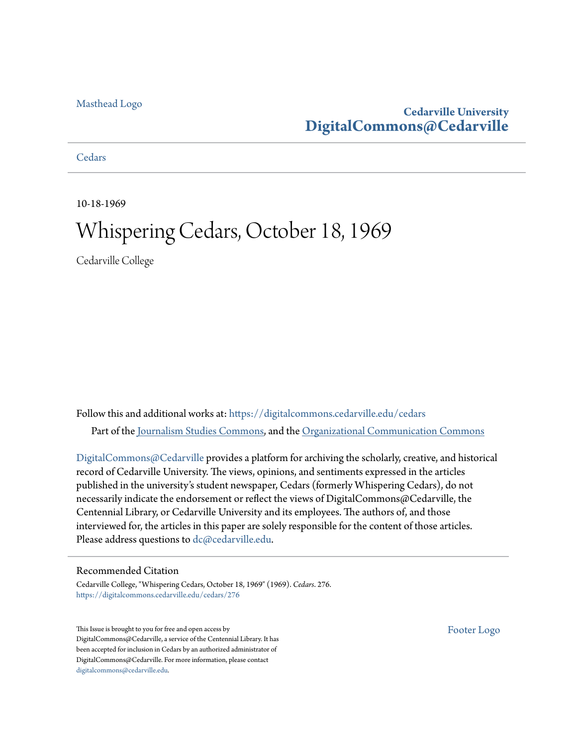Masthead Logo

Cedarville University
**DigitalCommons@Cedarville**

Cedars

10-18-1969

# Whispering Cedars, October 18, 1969

Cedarville College

Follow this and additional works at: https://digitalcommons.cedarville.edu/cedars

Part of the Journalism Studies Commons, and the Organizational Communication Commons

DigitalCommons@Cedarville provides a platform for archiving the scholarly, creative, and historical record of Cedarville University. The views, opinions, and sentiments expressed in the articles published in the university's student newspaper, Cedars (formerly Whispering Cedars), do not necessarily indicate the endorsement or reflect the views of DigitalCommons@Cedarville, the Centennial Library, or Cedarville University and its employees. The authors of, and those interviewed for, the articles in this paper are solely responsible for the content of those articles. Please address questions to dc@cedarville.edu.

## Recommended Citation

Cedarville College, "Whispering Cedars, October 18, 1969" (1969). *Cedars*. 276.
https://digitalcommons.cedarville.edu/cedars/276

This Issue is brought to you for free and open access by DigitalCommons@Cedarville, a service of the Centennial Library. It has been accepted for inclusion in Cedars by an authorized administrator of DigitalCommons@Cedarville. For more information, please contact digitalcommons@cedarville.edu.

Footer Logo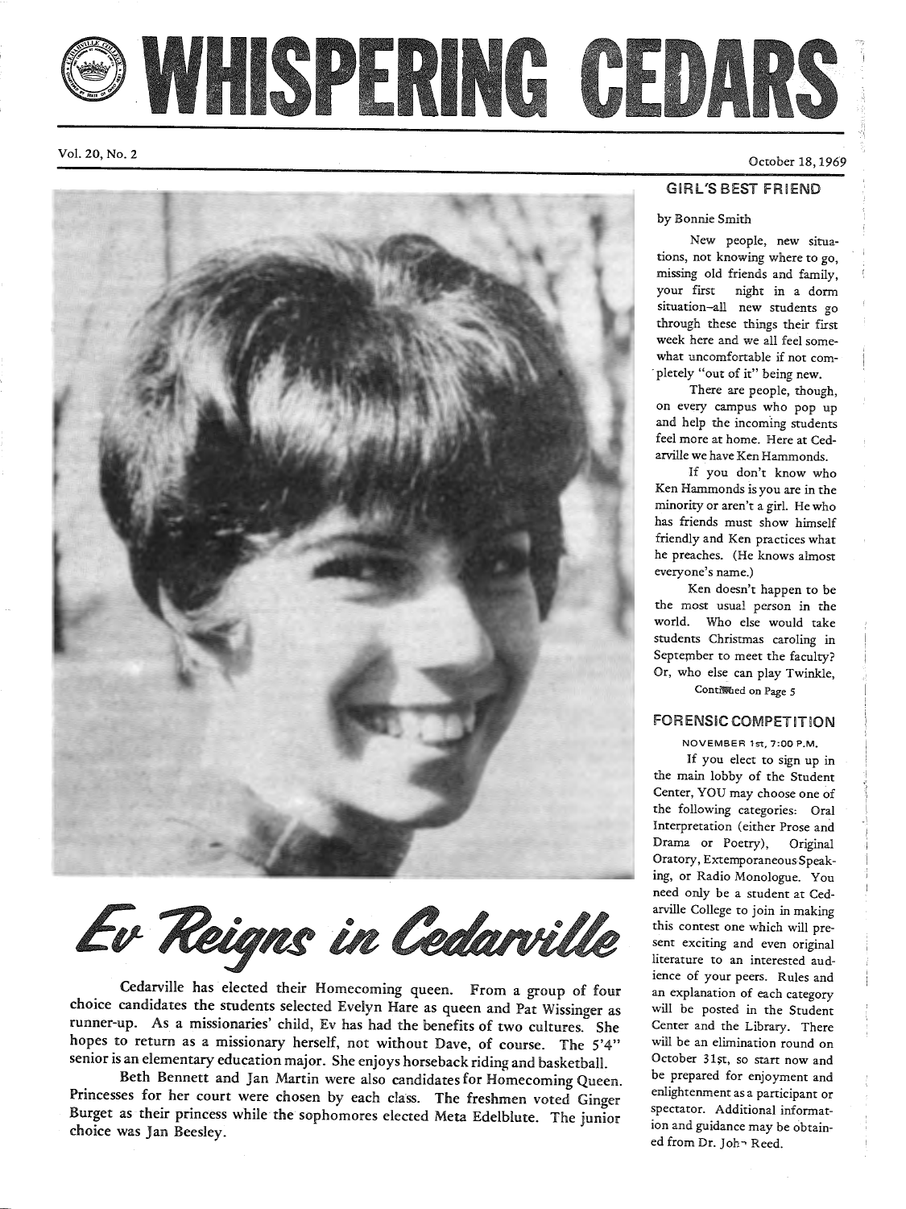# WHISPERING CEDARS

Vol. 20, No. 2

October 18, 1969

# Ev Reigns in Cedarville

Cedarville has elected their Homecoming queen. From a group of four choice candidates the students selected Evelyn Hare as queen and Pat Wissinger as runner-up. As a missionaries' child, Ev has had the benefits of two cultures. She hopes to return as a missionary herself, not without Dave, of course. The 5'4" senior is an elementary education major. She enjoys horseback riding and basketball.

Beth Bennett and Jan Martin were also candidates for Homecoming Queen. Princesses for her court were chosen by each class. The freshmen voted Ginger Burget as their princess while the sophomores elected Meta Edelblute. The junior choice was Jan Beesley.

## GIRL'S BEST FRIEND

by Bonnie Smith

New people, new situations, not knowing where to go, missing old friends and family, your first night in a dorm situation–all new students go through these things their first week here and we all feel somewhat uncomfortable if not completely "out of it" being new.

There are people, though, on every campus who pop up and help the incoming students feel more at home. Here at Cedarville we have Ken Hammonds.

If you don't know who Ken Hammonds is you are in the minority or aren't a girl. He who has friends must show himself friendly and Ken practices what he preaches. (He knows almost everyone's name.)

Ken doesn't happen to be the most usual person in the world. Who else would take students Christmas caroling in September to meet the faculty? Or, who else can play Twinkle,

Continued on Page 5

## FORENSIC COMPETITION

NOVEMBER 1st, 7:00 P.M.

If you elect to sign up in the main lobby of the Student Center, YOU may choose one of the following categories: Oral Interpretation (either Prose and Drama or Poetry), Original Oratory, Extemporaneous Speaking, or Radio Monologue. You need only be a student at Cedarville College to join in making this contest one which will present exciting and even original literature to an interested audience of your peers. Rules and an explanation of each category will be posted in the Student Center and the Library. There will be an elimination round on October 31st, so start now and be prepared for enjoyment and enlightenment as a participant or spectator. Additional information and guidance may be obtained from Dr. John Reed.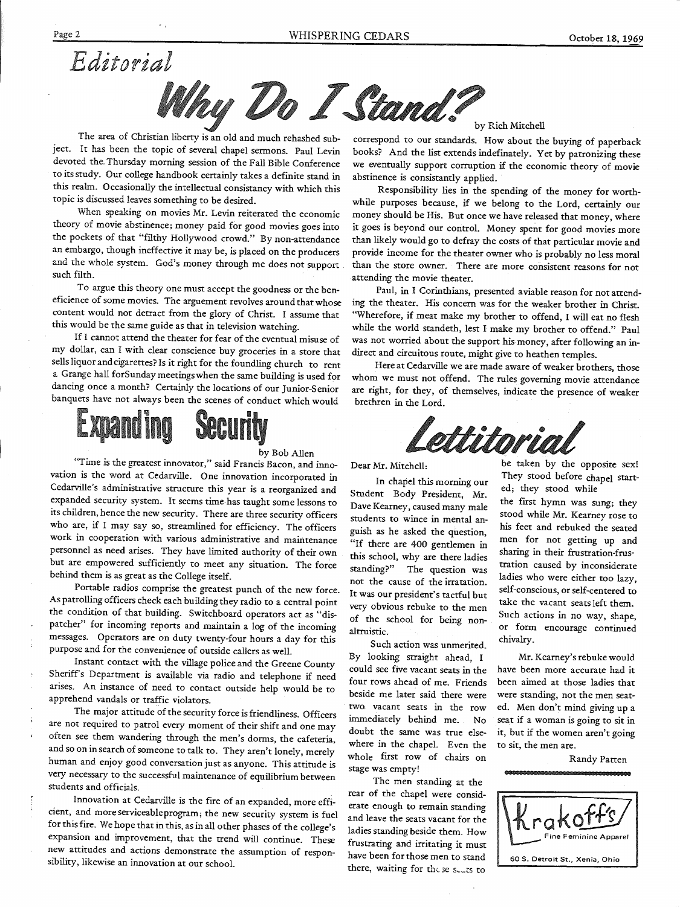# Editorial

## Why Do I Stand?

by Rich Mitchell

The area of Christian liberty is an old and much rehashed subject. It has been the topic of several chapel sermons. Paul Levin devoted the Thursday morning session of the Fall Bible Conference to its study. Our college handbook certainly takes a definite stand in this realm. Occasionally the intellectual consistancy with which this topic is discussed leaves something to be desired.

When speaking on movies Mr. Levin reiterated the economic theory of movie abstinence; money paid for good movies goes into the pockets of that "filthy Hollywood crowd." By non-attendance an embargo, though ineffective it may be, is placed on the producers and the whole system. God's money through me does not support such filth.

To argue this theory one must accept the goodness or the beneficience of some movies. The arguement revolves around that whose content would not detract from the glory of Christ. I assume that this would be the same guide as that in television watching.

If I cannot attend the theater for fear of the eventual misuse of my dollar, can I with clear conscience buy groceries in a store that sells liquor and cigarettes? Is it right for the foundling church to rent a Grange hall forSunday meetings when the same building is used for dancing once a month? Certainly the locations of our Junior-Senior banquets have not always been the scenes of conduct which would correspond to our standards. How about the buying of paperback books? And the list extends indefinately. Yet by patronizing these we eventually support corruption if the economic theory of movie abstinence is consistantly applied.

Responsibility lies in the spending of the money for worthwhile purposes because, if we belong to the Lord, certainly our money should be His. But once we have released that money, where it goes is beyond our control. Money spent for good movies more than likely would go to defray the costs of that particular movie and provide income for the theater owner who is probably no less moral than the store owner. There are more consistent reasons for not attending the movie theater.

Paul, in I Corinthians, presented aviable reason for not attending the theater. His concern was for the weaker brother in Christ. "Wherefore, if meat make my brother to offend, I will eat no flesh while the world standeth, lest I make my brother to offend." Paul was not worried about the support his money, after following an indirect and circuitous route, might give to heathen temples.

Here at Cedarville we are made aware of weaker brothers, those whom we must not offend. The rules governing movie attendance are right, for they, of themselves, indicate the presence of weaker brethren in the Lord.

## Expanding Security

by Bob Allen

"Time is the greatest innovator," said Francis Bacon, and innovation is the word at Cedarville. One innovation incorporated in Cedarville's administrative structure this year is a reorganized and expanded security system. It seems time has taught some lessons to its children, hence the new security. There are three security officers who are, if I may say so, streamlined for efficiency. The officers work in cooperation with various administrative and maintenance personnel as need arises. They have limited authority of their own but are empowered sufficiently to meet any situation. The force behind them is as great as the College itself.

Portable radios comprise the greatest punch of the new force. As patrolling officers check each building they radio to a central point the condition of that building. Switchboard operators act as "dispatcher" for incoming reports and maintain a log of the incoming messages. Operators are on duty twenty-four hours a day for this purpose and for the convenience of outside callers as well.

Instant contact with the village police and the Greene County Sheriff's Department is available via radio and telephone if need arises. An instance of need to contact outside help would be to apprehend vandals or traffic violators.

The major attitude of the security force is friendliness. Officers are not required to patrol every moment of their shift and one may often see them wandering through the men's dorms, the cafeteria, and so on in search of someone to talk to. They aren't lonely, merely human and enjoy good conversation just as anyone. This attitude is very necessary to the successful maintenance of equilibrium between students and officials.

Innovation at Cedarville is the fire of an expanded, more efficient, and more serviceable program; the new security system is fuel for this fire. We hope that in this, as in all other phases of the college's expansion and improvement, that the trend will continue. These new attitudes and actions demonstrate the assumption of responsibility, likewise an innovation at our school.

## Lettitorial

Dear Mr. Mitchell:

In chapel this morning our Student Body President, Mr. Dave Kearney, caused many male students to wince in mental anguish as he asked the question, "If there are 400 gentlemen in this school, why are there ladies standing?" The question was not the cause of the irratation. It was our president's tactful but very obvious rebuke to the men of the school for being non-altruistic.

Such action was unmerited. By looking straight ahead, I could see five vacant seats in the four rows ahead of me. Friends beside me later said there were two vacant seats in the row immediately behind me. No doubt the same was true elsewhere in the chapel. Even the whole first row of chairs on stage was empty!

The men standing at the rear of the chapel were considerate enough to remain standing and leave the seats vacant for the ladies standing beside them. How frustrating and irritating it must have been for those men to stand there, waiting for these seats to be taken by the opposite sex! They stood before chapel started; they stood while the first hymn was sung; they stood while Mr. Kearney rose to his feet and rebuked the seated men for not getting up and sharing in their frustration-frustration caused by inconsiderate ladies who were either too lazy, self-conscious, or self-centered to take the vacant seats left them. Such actions in no way, shape, or form encourage continued chivalry.

Mr. Kearney's rebuke would have been more accurate had it been aimed at those ladies that were standing, not the men seated. Men don't mind giving up a seat if a woman is going to sit in it, but if the women aren't going to sit, the men are.

Randy Patten

Krakoff's

Fine Feminine Apparel

60 S. Detroit St., Xenia, Ohio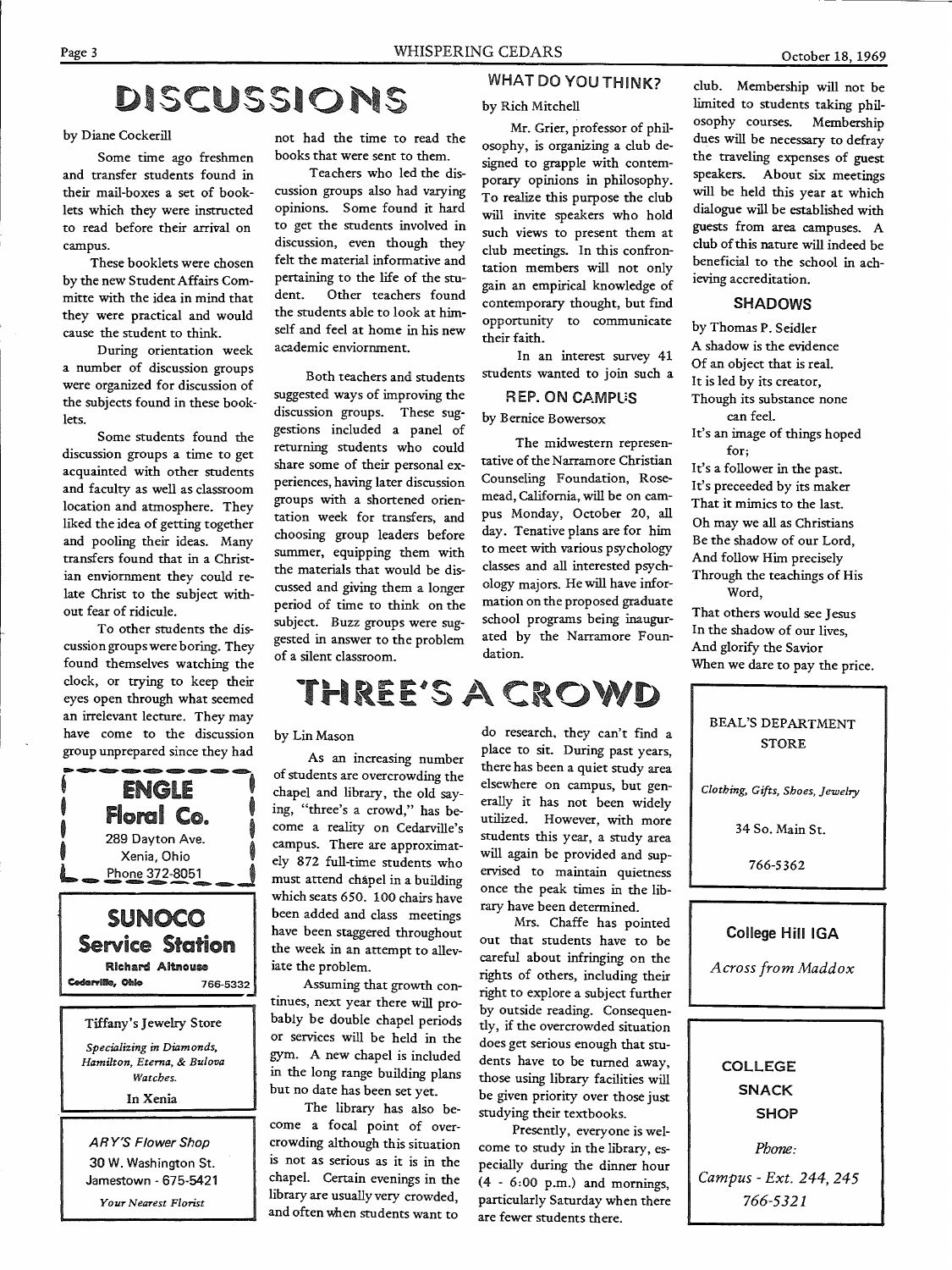# DISCUSSIONS

by Diane Cockerill

Some time ago freshmen and transfer students found in their mail-boxes a set of booklets which they were instructed to read before their arrival on campus.

These booklets were chosen by the new Student Affairs Committe with the idea in mind that they were practical and would cause the student to think.

During orientation week a number of discussion groups were organized for discussion of the subjects found in these booklets.

Some students found the discussion groups a time to get acquainted with other students and faculty as well as classroom location and atmosphere. They liked the idea of getting together and pooling their ideas. Many transfers found that in a Christian enviornment they could relate Christ to the subject without fear of ridicule.

To other students the discussion groups were boring. They found themselves watching the clock, or trying to keep their eyes open through what seemed an irrelevant lecture. They may have come to the discussion group unprepared since they had not had the time to read the books that were sent to them.

Teachers who led the discussion groups also had varying opinions. Some found it hard to get the students involved in discussion, even though they felt the material informative and pertaining to the life of the student. Other teachers found the students able to look at himself and feel at home in his new academic enviornment.

Both teachers and students suggested ways of improving the discussion groups. These suggestions included a panel of returning students who could share some of their personal experiences, having later discussion groups with a shortened orientation week for transfers, and choosing group leaders before summer, equipping them with the materials that would be discussed and giving them a longer period of time to think on the subject. Buzz groups were suggested in answer to the problem of a silent classroom.

## WHAT DO YOU THINK?

by Rich Mitchell

Mr. Grier, professor of philosophy, is organizing a club designed to grapple with contemporary opinions in philosophy. To realize this purpose the club will invite speakers who hold such views to present them at club meetings. In this confrontation members will not only gain an empirical knowledge of contemporary thought, but find opportunity to communicate their faith.

In an interest survey 41 students wanted to join such a club. Membership will not be limited to students taking philosophy courses. Membership dues will be necessary to defray the traveling expenses of guest speakers. About six meetings will be held this year at which dialogue will be established with guests from area campuses. A club of this nature will indeed be beneficial to the school in achieving accreditation.

## REP. ON CAMPUS

by Bernice Bowersox

The midwestern representative of the Narramore Christian Counseling Foundation, Rosemead, California, will be on campus Monday, October 20, all day. Tenative plans are for him to meet with various psychology classes and all interested psychology majors. He will have information on the proposed graduate school programs being inaugurated by the Narramore Foundation.

## SHADOWS

by Thomas P. Seidler

A shadow is the evidence
Of an object that is real.
It is led by its creator,
Though its substance none
can feel.
It's an image of things hoped
for;
It's a follower in the past.
It's preceeded by its maker
That it mimics to the last.
Oh may we all as Christians
Be the shadow of our Lord,
And follow Him precisely
Through the teachings of His
Word,
That others would see Jesus
In the shadow of our lives,
And glorify the Savior
When we dare to pay the price.

# THREE'S A CROWD

by Lin Mason

As an increasing number of students are overcrowding the chapel and library, the old saying, "three's a crowd," has become a reality on Cedarville's campus. There are approximately 872 full-time students who must attend chapel in a building which seats 650. 100 chairs have been added and class meetings have been staggered throughout the week in an attempt to alleviate the problem.

Assuming that growth continues, next year there will probably be double chapel periods or services will be held in the gym. A new chapel is included in the long range building plans but no date has been set yet.

The library has also become a focal point of overcrowding although this situation is not as serious as it is in the chapel. Certain evenings in the library are usually very crowded, and often when students want to do research, they can't find a place to sit. During past years, there has been a quiet study area elsewhere on campus, but generally it has not been widely utilized. However, with more students this year, a study area will again be provided and supervised to maintain quietness once the peak times in the library have been determined.

Mrs. Chaffe has pointed out that students have to be careful about infringing on the rights of others, including their right to explore a subject further by outside reading. Consequently, if the overcrowded situation does get serious enough that students have to be turned away, those using library facilities will be given priority over those just studying their textbooks.

Presently, everyone is welcome to study in the library, especially during the dinner hour (4 - 6:00 p.m.) and mornings, particularly Saturday when there are fewer students there.

---

**ENGLE Floral Co.**
289 Dayton Ave.
Xenia, Ohio
Phone 372-8051

**SUNOCO Service Station**
Richard Altnouse
Cedarville, Ohio 766-5332

Tiffany's Jewelry Store
*Specializing in Diamonds, Hamilton, Eterna, & Bulova Watches.*
In Xenia

*ARY'S Flower Shop*
30 W. Washington St.
Jamestown - 675-5421
*Your Nearest Florist*

BEAL'S DEPARTMENT STORE
*Clothing, Gifts, Shoes, Jewelry*
34 So. Main St.
766-5362

**College Hill IGA**
*Across from Maddox*

**COLLEGE SNACK SHOP**
*Phone:*
*Campus - Ext. 244, 245*
*766-5321*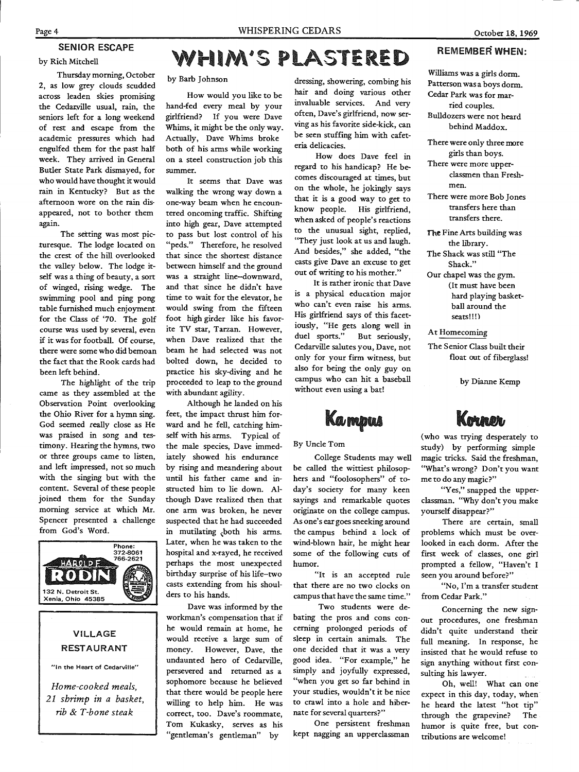## SENIOR ESCAPE

by Rich Mitchell

Thursday morning, October 2, as low grey clouds scudded across leaden skies promising the Cedarville usual, rain, the seniors left for a long weekend of rest and escape from the academic pressures which had engulfed them for the past half week. They arrived in General Butler State Park dismayed, for who would have thought it would rain in Kentucky? But as the afternoon wore on the rain disappeared, not to bother them again.

The setting was most picturesque. The lodge located on the crest of the hill overlooked the valley below. The lodge itself was a thing of beauty, a sort of winged, rising wedge. The swimming pool and ping pong table furnished much enjoyment for the Class of '70. The golf course was used by several, even if it was for football. Of course, there were some who did bemoan the fact that the Rook cards had been left behind.

The highlight of the trip came as they assembled at the Observation Point overlooking the Ohio River for a hymn sing. God seemed really close as He was praised in song and testimony. Hearing the hymns, two or three groups came to listen, and left impressed, not so much with the singing but with the content. Several of these people joined them for the Sunday morning service at which Mr. Spencer presented a challenge from God's Word.

HAROLD F. RODIN
Phone: 372-8061 766-2621
132 N. Detroit St.
Xenia, Ohio 45385

**VILLAGE RESTAURANT**

"In the Heart of Cedarville"

*Home-cooked meals,*
*21 shrimp in a basket,*
*rib & T-bone steak*

## WHIM'S PLASTERED

by Barb Johnson

How would you like to be hand-fed every meal by your girlfriend? If you were Dave Whims, it might be the only way. Actually, Dave Whims broke both of his arms while working on a steel construction job this summer.

It seems that Dave was walking the wrong way down a one-way beam when he encountered oncoming traffic. Shifting into high gear, Dave attempted to pass but lost control of his "peds." Therefore, he resolved that since the shortest distance between himself and the ground was a straight line--downward, and that since he didn't have time to wait for the elevator, he would swing from the fifteen foot high girder like his favorite TV star, Tarzan. However, when Dave realized that the beam he had selected was not bolted down, he decided to practice his sky-diving and he proceeded to leap to the ground with abundant agility.

Although he landed on his feet, the impact thrust him forward and he fell, catching himself with his arms. Typical of the male species, Dave immediately showed his endurance by rising and meandering about until his father came and instructed him to lie down. Although Dave realized then that one arm was broken, he never suspected that he had succeeded in mutilating both his arms. Later, when he was taken to the hospital and x-rayed, he received perhaps the most unexpected birthday surprise of his life--two casts extending from his shoulders to his hands.

Dave was informed by the workman's compensation that if he would remain at home, he would receive a large sum of money. However, Dave, the undaunted hero of Cedarville, persevered and returned as a sophomore because he believed that there would be people here willing to help him. He was correct, too. Dave's roommate, Tom Kukasky, serves as his "gentleman's gentleman" by dressing, showering, combing his hair and doing various other invaluable services. And very often, Dave's girlfriend, now serving as his favorite side-kick, can be seen stuffing him with cafeteria delicacies.

How does Dave feel in regard to his handicap? He becomes discouraged at times, but on the whole, he jokingly says that it is a good way to get to know people. His girlfriend, when asked of people's reactions to the unusual sight, replied, "They just look at us and laugh. And besides," she added, "the casts give Dave an excuse to get out of writing to his mother."

It is rather ironic that Dave is a physical education major who can't even raise his arms. His girlfriend says of this facetiously, "He gets along well in duel sports." But seriously, Cedarville salutes you, Dave, not only for your firm witness, but also for being the only guy on campus who can hit a baseball without even using a bat!

## Kampus Korner

By Uncle Tom

College Students may well be called the wittiest philosophers and "foolosophers" of today's society for many keen sayings and remarkable quotes originate on the college campus. As one's ear goes sneeking around the campus behind a lock of wind-blown hair, he might hear some of the following cuts of humor.

"It is an accepted rule that there are no two clocks on campus that have the same time."

Two students were debating the pros and cons concerning prolonged periods of sleep in certain animals. The one decided that it was a very good idea. "For example," he simply and joyfully expressed, "when you get so far behind in your studies, wouldn't it be nice to crawl into a hole and hibernate for several quarters?"

One persistent freshman kept nagging an upperclassman (who was trying desperately to study) by performing simple magic tricks. Said the freshman, "What's wrong? Don't you want me to do any magic?"

"Yes," snapped the upperclassman. "Why don't you make yourself disappear?"

There are certain, small problems which must be overlooked in each dorm. After the first week of classes, one girl prompted a fellow, "Haven't I seen you around before?"

"No, I'm a transfer student from Cedar Park."

Concerning the new sign-out procedures, one freshman didn't quite understand their full meaning. In response, he insisted that he would refuse to sign anything without first consulting his lawyer.

Oh, well! What can one expect in this day, today, when he heard the latest "hot tip" through the grapevine? The humor is quite free, but contributions are welcome!

## REMEMBER WHEN:

Williams was a girls dorm.
Patterson was a boys dorm.
Cedar Park was for married couples.
Bulldozers were not heard behind Maddox.
There were only three more girls than boys.
There were more upperclassmen than Freshmen.
There were more Bob Jones transfers here than transfers there.
The Fine Arts building was the library.
The Shack was still "The Shack."
Our chapel was the gym. (It must have been hard playing basketball around the seats!!!)

At Homecoming
The Senior Class built their float out of fiberglass!

by Dianne Kemp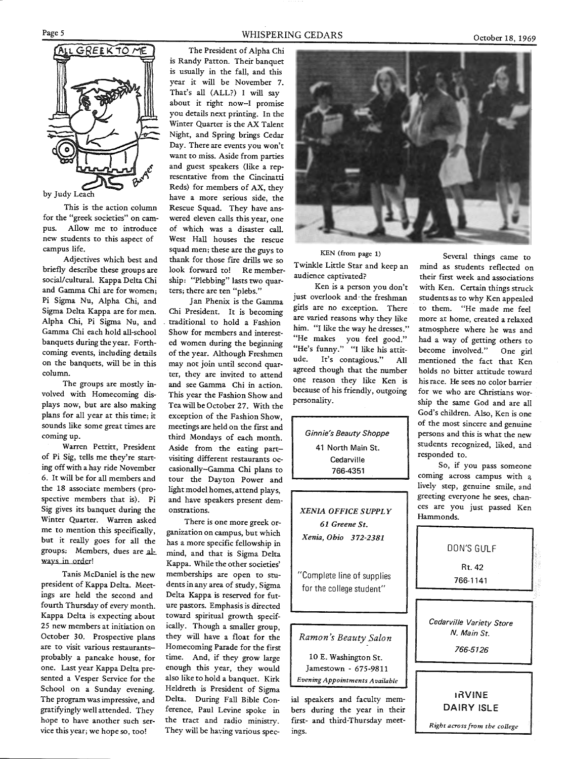## ALL GREEK TO ME

by Judy Leach

This is the action column for the "greek societies" on campus. Allow me to introduce new students to this aspect of campus life.

Adjectives which best and briefly describe these groups are social/cultural. Kappa Delta Chi and Gamma Chi are for women; Pi Sigma Nu, Alpha Chi, and Sigma Delta Kappa are for men. Alpha Chi, Pi Sigma Nu, and Gamma Chi each hold all-school banquets during the year. Forthcoming events, including details on the banquets, will be in this column.

The groups are mostly involved with Homecoming displays now, but are also making plans for all year at this time; it sounds like some great times are coming up.

Warren Pettitt, President of Pi Sig, tells me they're starting off with a hay ride November 6. It will be for all members and the 18 associate members (prospective members that is). Pi Sig gives its banquet during the Winter Quarter. Warren asked me to mention this specifically, but it really goes for all the groups: Members, dues are always in order!

Tanis McDaniel is the new president of Kappa Delta. Meetings are held the second and fourth Thursday of every month. Kappa Delta is expecting about 25 new members at initiation on October 30. Prospective plans are to visit various restaurants–probably a pancake house, for one. Last year Kappa Delta presented a Vesper Service for the School on a Sunday evening. The program was impressive, and gratifyingly well attended. They hope to have another such service this year; we hope so, too!

The President of Alpha Chi is Randy Patton. Their banquet is usually in the fall, and this year it will be November 7. That's all (ALL?) I will say about it right now–I promise you details next printing. In the Winter Quarter is the AX Talent Night, and Spring brings Cedar Day. There are events you won't want to miss. Aside from parties and guest speakers (like a representative from the Cincinatti Reds) for members of AX, they have a more serious side, the Rescue Squad. They have answered eleven calls this year, one of which was a disaster call. West Hall houses the rescue squad men; these are the guys to thank for those fire drills we so look forward to! Re membership: "Plebbing" lasts two quarters; there are ten "plebs."

Jan Phenix is the Gamma Chi President. It is becoming traditional to hold a Fashion Show for members and interested women during the beginning of the year. Although Freshmen may not join until second quarter, they are invited to attend and see Gamma Chi in action. This year the Fashion Show and Tea will be October 27. With the exception of the Fashion Show, meetings are held on the first and third Mondays of each month. Aside from the eating part–visiting different restaurants occasionally–Gamma Chi plans to tour the Dayton Power and light model homes, attend plays, and have speakers present demonstrations.

There is one more greek organization on campus, but which has a more specific fellowship in mind, and that is Sigma Delta Kappa. While the other societies' memberships are open to students in any area of study, Sigma Delta Kappa is reserved for future pastors. Emphasis is directed toward spiritual growth specifically. Though a smaller group, they will have a float for the Homecoming Parade for the first time. And, if they grow large enough this year, they would also like to hold a banquet. Kirk Heldreth is President of Sigma Delta. During Fall Bible Conference, Paul Levine spoke in the tract and radio ministry. They will be having various special speakers and faculty members during the year in their first- and third-Thursday meetings.

KEN (from page 1)

Twinkle Little Star and keep an audience captivated?

Ken is a person you don't just overlook and the freshman girls are no exception. There are varied reasons why they like him. "I like the way he dresses." "He makes you feel good." "He's funny." "I like his attitude. It's contagious." All agreed though that the number one reason they like Ken is because of his friendly, outgoing personality.

Several things came to mind as students reflected on their first week and associations with Ken. Certain things struck students as to why Ken appealed to them. "He made me feel more at home, created a relaxed atmosphere where he was and had a way of getting others to become involved." One girl mentioned the fact that Ken holds no bitter attitude toward his race. He sees no color barrier for we who are Christians worship the same God and are all God's children. Also, Ken is one of the most sincere and genuine persons and this is what the new students recognized, liked, and responded to.

So, if you pass someone coming across campus with a lively step, genuine smile, and greeting everyone he sees, chances are you just passed Ken Hammonds.

*Ginnie's Beauty Shoppe*
41 North Main St.
Cedarville
766-4351

***XENIA OFFICE SUPPLY***
***61 Greene St.***
***Xenia, Ohio 372-2381***

"Complete line of supplies for the college student"

*Ramon's Beauty Salon*
10 E. Washington St.
Jamestown - 675-9811
*Evening Appointments Available*

DON'S GULF
Rt. 42
766-1141

*Cedarville Variety Store*
*N. Main St.*
*766-5126*

IRVINE
DAIRY ISLE
*Right across from the college*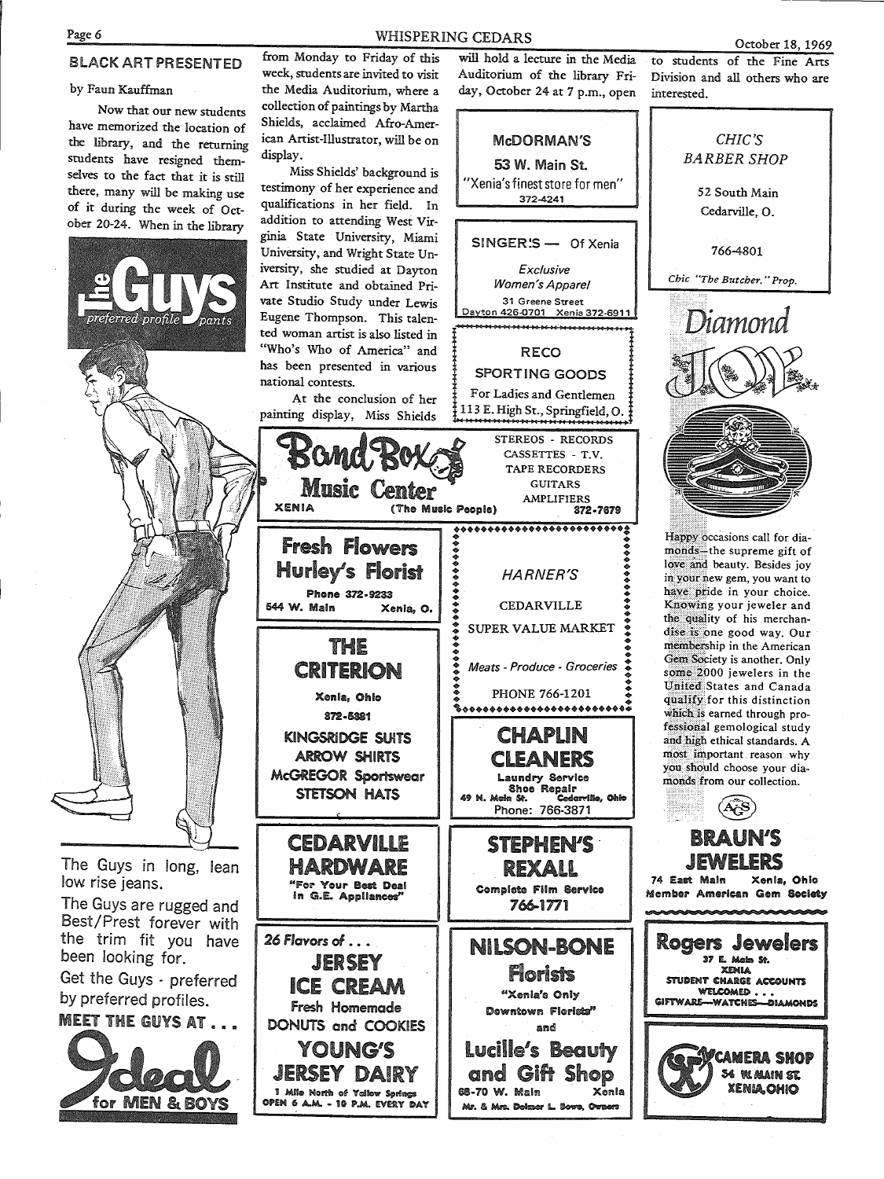## BLACK ART PRESENTED

by Faun Kauffman

Now that our new students have memorized the location of the library, and the returning students have resigned themselves to the fact that it is still there, many will be making use of it during the week of October 20-24. When in the library from Monday to Friday of this week, students are invited to visit the Media Auditorium, where a collection of paintings by Martha Shields, acclaimed Afro-American Artist-Illustrator, will be on display.

Miss Shields' background is testimony of her experience and qualifications in her field. In addition to attending West Virginia State University, Miami University, and Wright State University, she studied at Dayton Art Institute and obtained Private Studio Study under Lewis Eugene Thompson. This talented woman artist is also listed in "Who's Who of America" and has been presented in various national contests.

At the conclusion of her painting display, Miss Shields will hold a lecture in the Media Auditorium of the library Friday, October 24 at 7 p.m., open to students of the Fine Arts Division and all others who are interested.

---

**The Guys** *preferred profile pants*

The Guys in long, lean low rise jeans.

The Guys are rugged and Best/Prest forever with the trim fit you have been looking for.

Get the Guys - preferred by preferred profiles.

**MEET THE GUYS AT . . .**

**Ideal for MEN & BOYS**

---

**McDORMAN'S**

53 W. Main St.

"Xenia's finest store for men"

372-4241

---

**SINGER'S — Of Xenia**

*Exclusive Women's Apparel*

31 Greene Street

Dayton 426-0701 Xenia 372-6911

---

**RECO SPORTING GOODS**

For Ladies and Gentlemen

113 E. High St., Springfield, O.

---

*CHIC'S BARBER SHOP*

52 South Main

Cedarville, O.

766-4801

*Chic "The Butcher." Prop.*

---

**Band Box Music Center**

XENIA (The Music People) 372-7679

STEREOS - RECORDS

CASSETTES - T.V.

TAPE RECORDERS

GUITARS

AMPLIFIERS

---

**Diamond Joy**

Happy occasions call for diamonds—the supreme gift of love and beauty. Besides joy in your new gem, you want to have pride in your choice. Knowing your jeweler and the quality of his merchandise is one good way. Our membership in the American Gem Society is another. Only some 2000 jewelers in the United States and Canada qualify for this distinction which is earned through professional gemological study and high ethical standards. A most important reason why you should choose your diamonds from our collection.

AGS

**BRAUN'S JEWELERS**

74 East Main Xenia, Ohio

Member American Gem Society

---

**Fresh Flowers**

**Hurley's Florist**

Phone 372-9233

544 W. Main Xenia, O.

---

*HARNER'S*

CEDARVILLE

SUPER VALUE MARKET

*Meats - Produce - Groceries*

PHONE 766-1201

---

**THE CRITERION**

Xenia, Ohio

372-5381

KINGSRIDGE SUITS

ARROW SHIRTS

McGREGOR Sportswear

STETSON HATS

---

**CHAPLIN CLEANERS**

Laundry Service

Shoe Repair

49 N. Main St. Cedarville, Ohio

Phone: 766-3871

---

**CEDARVILLE HARDWARE**

"For Your Best Deal in G.E. Appliances"

---

**STEPHEN'S REXALL**

Complete Film Service

766-1771

---

*26 Flavors of . . .*

**JERSEY ICE CREAM**

Fresh Homemade

DONUTS and COOKIES

**YOUNG'S JERSEY DAIRY**

1 Mile North of Yellow Springs

OPEN 6 A.M. - 10 P.M. EVERY DAY

---

**NILSON-BONE Florists**

"Xenia's Only Downtown Florists"

and

**Lucille's Beauty and Gift Shop**

68-70 W. Main Xenia

Mr. & Mrs. Delmer L. Bowe, Owners

---

**Rogers Jewelers**

37 E. Main St.

XENIA

STUDENT CHARGE ACCOUNTS WELCOMED . . .

GIFTWARE—WATCHES—DIAMONDS

---

**CAMERA SHOP**

54 W. MAIN ST.

XENIA, OHIO